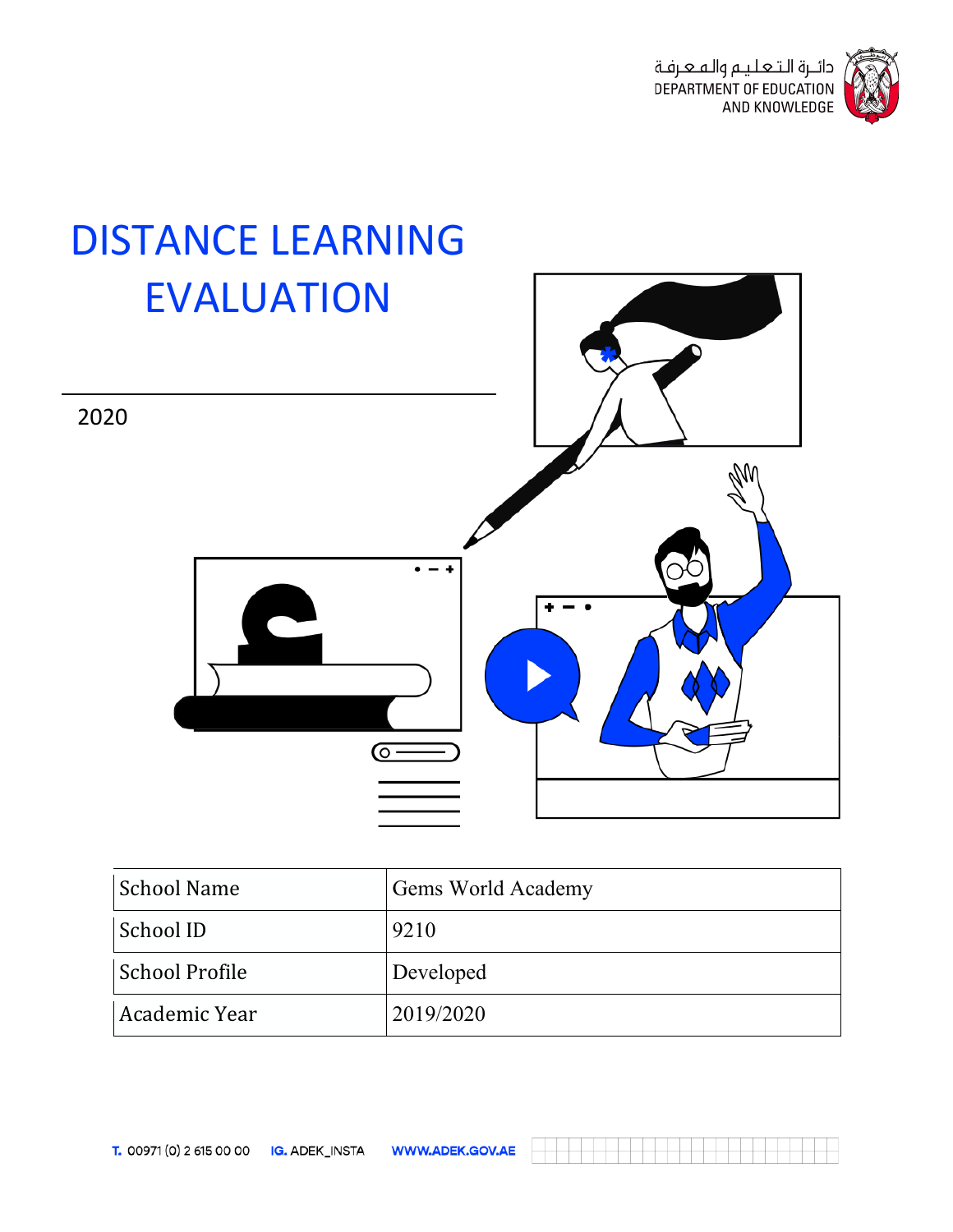دائـرة الـتـعـلـيـم والـمـعـرفـة
DEPARTMENT OF EDUCATION AND KNOWLEDGE

# DISTANCE LEARNING EVALUATION

2020

| School Name | Gems World Academy |
|---|---|
| School ID | 9210 |
| School Profile | Developed |
| Academic Year | 2019/2020 |

T. 00971 (0) 2 615 00 00   IG. ADEK_INSTA   WWW.ADEK.GOV.AE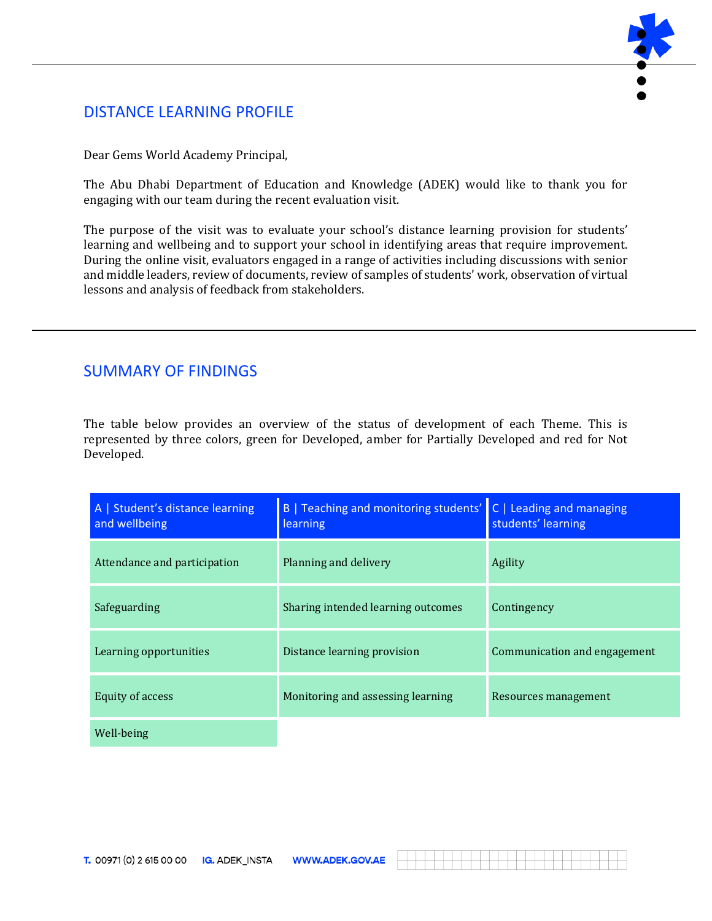## DISTANCE LEARNING PROFILE

Dear Gems World Academy Principal,

The Abu Dhabi Department of Education and Knowledge (ADEK) would like to thank you for engaging with our team during the recent evaluation visit.

The purpose of the visit was to evaluate your school's distance learning provision for students' learning and wellbeing and to support your school in identifying areas that require improvement. During the online visit, evaluators engaged in a range of activities including discussions with senior and middle leaders, review of documents, review of samples of students' work, observation of virtual lessons and analysis of feedback from stakeholders.

## SUMMARY OF FINDINGS

The table below provides an overview of the status of development of each Theme. This is represented by three colors, green for Developed, amber for Partially Developed and red for Not Developed.

| A \| Student's distance learning and wellbeing | B \| Teaching and monitoring students' learning | C \| Leading and managing students' learning |
|---|---|---|
| Attendance and participation | Planning and delivery | Agility |
| Safeguarding | Sharing intended learning outcomes | Contingency |
| Learning opportunities | Distance learning provision | Communication and engagement |
| Equity of access | Monitoring and assessing learning | Resources management |
| Well-being | | |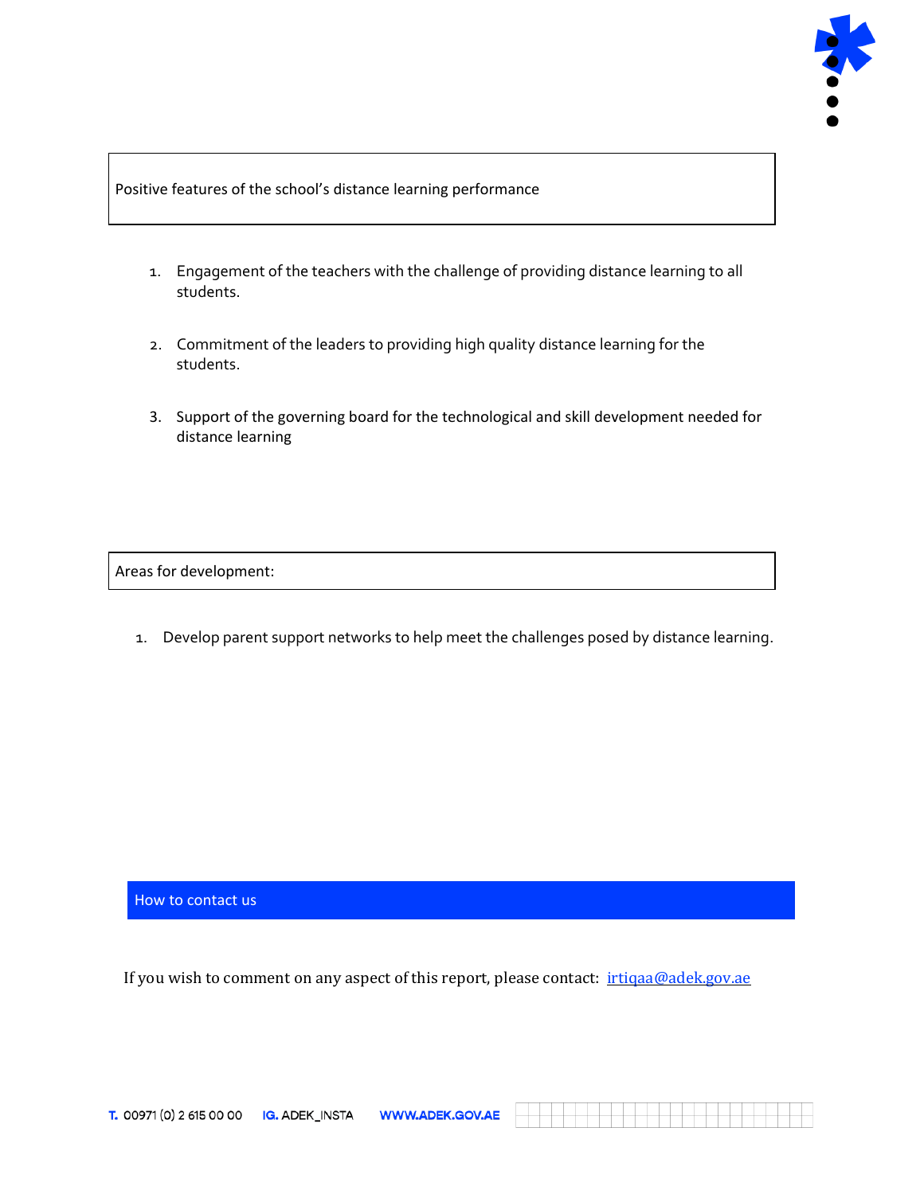## Positive features of the school's distance learning performance

1. Engagement of the teachers with the challenge of providing distance learning to all students.

2. Commitment of the leaders to providing high quality distance learning for the students.

3. Support of the governing board for the technological and skill development needed for distance learning

## Areas for development:

1. Develop parent support networks to help meet the challenges posed by distance learning.

## How to contact us

If you wish to comment on any aspect of this report, please contact: irtiqaa@adek.gov.ae